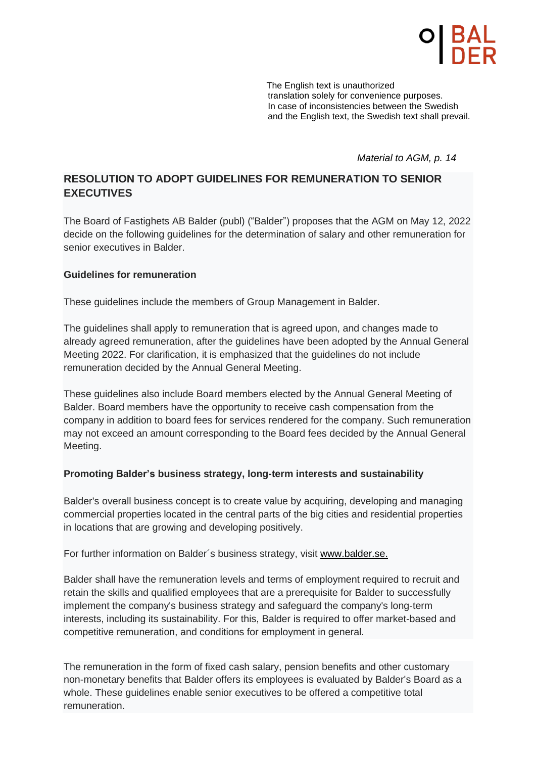The English text is unauthorized translation solely for convenience purposes. In case of inconsistencies between the Swedish and the English text, the Swedish text shall prevail.

*Material to AGM, p. 14*

## RESOLUTION TO ADOPT GUIDELINES FOR REMUNERATION TO SENIOR EXECUTIVES

The Board of Fastighets AB Balder (publ) ("Balder") proposes that the AGM on May 12, 2022 decide on the following guidelines for the determination of salary and other remuneration for senior executives in Balder.

### Guidelines for remuneration

These guidelines include the members of Group Management in Balder.

The guidelines shall apply to remuneration that is agreed upon, and changes made to already agreed remuneration, after the guidelines have been adopted by the Annual General Meeting 2022. For clarification, it is emphasized that the guidelines do not include remuneration decided by the Annual General Meeting.

These guidelines also include Board members elected by the Annual General Meeting of Balder. Board members have the opportunity to receive cash compensation from the company in addition to board fees for services rendered for the company. Such remuneration may not exceed an amount corresponding to the Board fees decided by the Annual General Meeting.

### Promoting Balder's business strategy, long-term interests and sustainability

Balder's overall business concept is to create value by acquiring, developing and managing commercial properties located in the central parts of the big cities and residential properties in locations that are growing and developing positively.

For further information on Balder´s business strategy, visit www.balder.se.

Balder shall have the remuneration levels and terms of employment required to recruit and retain the skills and qualified employees that are a prerequisite for Balder to successfully implement the company's business strategy and safeguard the company's long-term interests, including its sustainability. For this, Balder is required to offer market-based and competitive remuneration, and conditions for employment in general.

The remuneration in the form of fixed cash salary, pension benefits and other customary non-monetary benefits that Balder offers its employees is evaluated by Balder's Board as a whole. These guidelines enable senior executives to be offered a competitive total remuneration.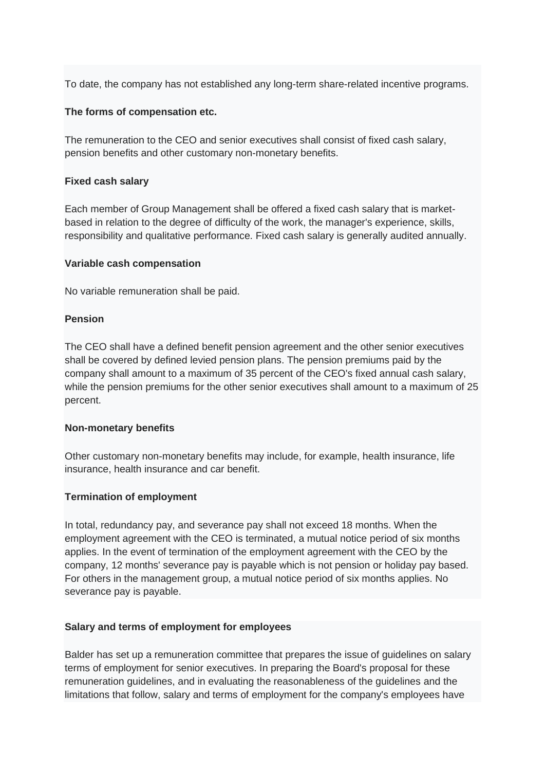To date, the company has not established any long-term share-related incentive programs.

**The forms of compensation etc.**

The remuneration to the CEO and senior executives shall consist of fixed cash salary, pension benefits and other customary non-monetary benefits.

**Fixed cash salary**

Each member of Group Management shall be offered a fixed cash salary that is market-based in relation to the degree of difficulty of the work, the manager's experience, skills, responsibility and qualitative performance. Fixed cash salary is generally audited annually.

**Variable cash compensation**

No variable remuneration shall be paid.

**Pension**

The CEO shall have a defined benefit pension agreement and the other senior executives shall be covered by defined levied pension plans. The pension premiums paid by the company shall amount to a maximum of 35 percent of the CEO's fixed annual cash salary, while the pension premiums for the other senior executives shall amount to a maximum of 25 percent.

**Non-monetary benefits**

Other customary non-monetary benefits may include, for example, health insurance, life insurance, health insurance and car benefit.

**Termination of employment**

In total, redundancy pay, and severance pay shall not exceed 18 months. When the employment agreement with the CEO is terminated, a mutual notice period of six months applies. In the event of termination of the employment agreement with the CEO by the company, 12 months' severance pay is payable which is not pension or holiday pay based. For others in the management group, a mutual notice period of six months applies. No severance pay is payable.

**Salary and terms of employment for employees**

Balder has set up a remuneration committee that prepares the issue of guidelines on salary terms of employment for senior executives. In preparing the Board's proposal for these remuneration guidelines, and in evaluating the reasonableness of the guidelines and the limitations that follow, salary and terms of employment for the company's employees have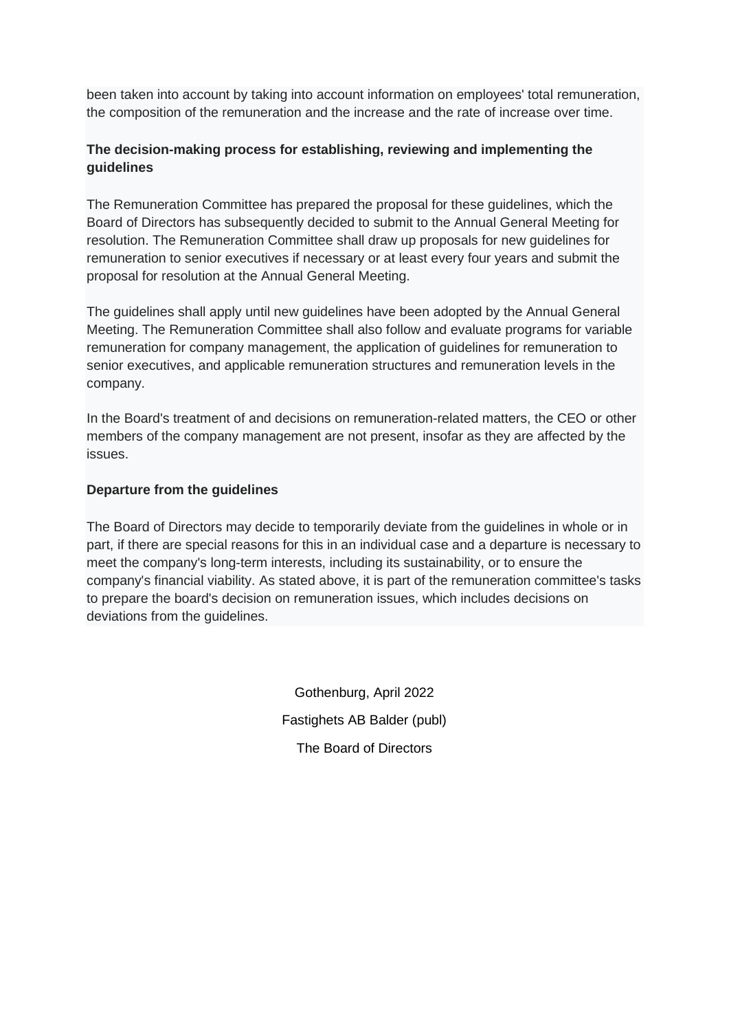been taken into account by taking into account information on employees' total remuneration, the composition of the remuneration and the increase and the rate of increase over time.

**The decision-making process for establishing, reviewing and implementing the guidelines**

The Remuneration Committee has prepared the proposal for these guidelines, which the Board of Directors has subsequently decided to submit to the Annual General Meeting for resolution. The Remuneration Committee shall draw up proposals for new guidelines for remuneration to senior executives if necessary or at least every four years and submit the proposal for resolution at the Annual General Meeting.

The guidelines shall apply until new guidelines have been adopted by the Annual General Meeting. The Remuneration Committee shall also follow and evaluate programs for variable remuneration for company management, the application of guidelines for remuneration to senior executives, and applicable remuneration structures and remuneration levels in the company.

In the Board's treatment of and decisions on remuneration-related matters, the CEO or other members of the company management are not present, insofar as they are affected by the issues.

**Departure from the guidelines**

The Board of Directors may decide to temporarily deviate from the guidelines in whole or in part, if there are special reasons for this in an individual case and a departure is necessary to meet the company's long-term interests, including its sustainability, or to ensure the company's financial viability. As stated above, it is part of the remuneration committee's tasks to prepare the board's decision on remuneration issues, which includes decisions on deviations from the guidelines.

Gothenburg, April 2022

Fastighets AB Balder (publ)

The Board of Directors